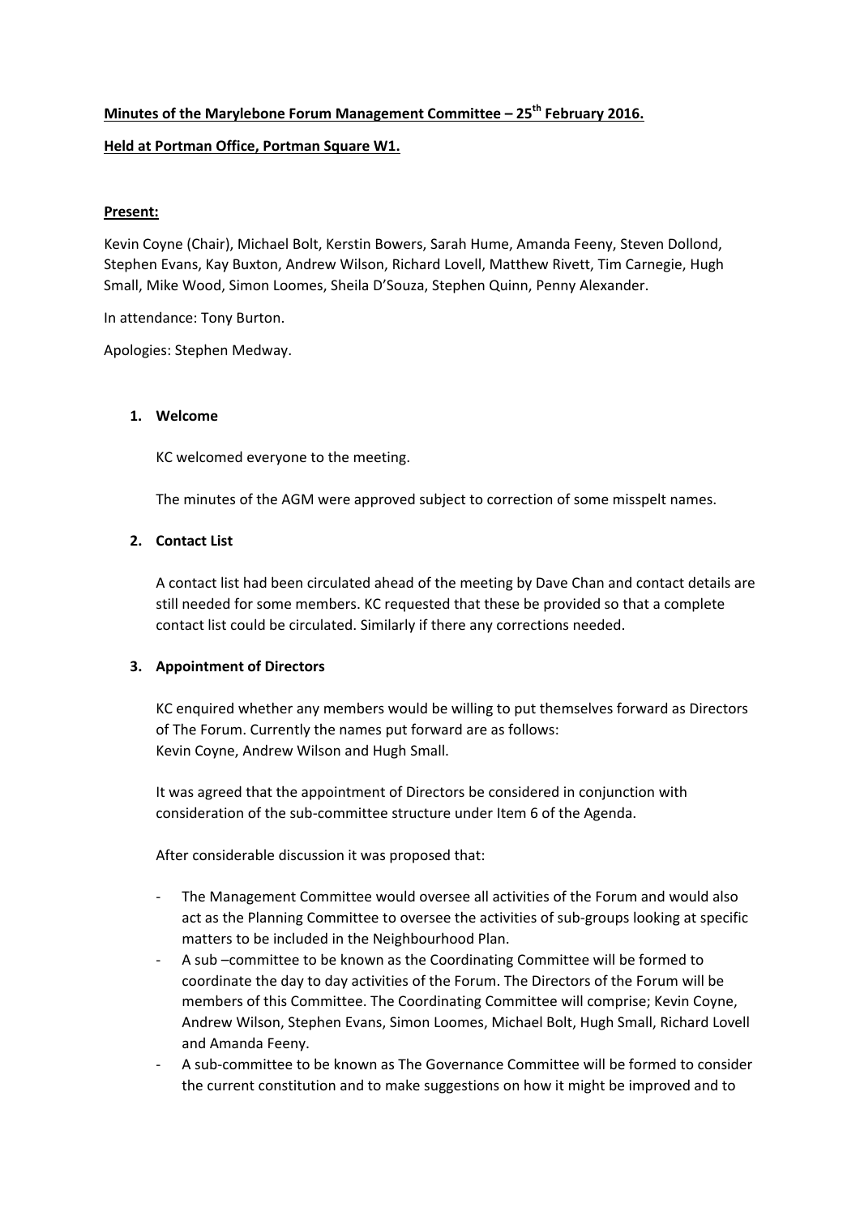**Minutes of the Marylebone Forum Management Committee – 25th February 2016.**

**Held at Portman Office, Portman Square W1.**

**Present:**

Kevin Coyne (Chair), Michael Bolt, Kerstin Bowers, Sarah Hume, Amanda Feeny, Steven Dollond, Stephen Evans, Kay Buxton, Andrew Wilson, Richard Lovell, Matthew Rivett, Tim Carnegie, Hugh Small, Mike Wood, Simon Loomes, Sheila D'Souza, Stephen Quinn, Penny Alexander.

In attendance: Tony Burton.

Apologies: Stephen Medway.

1. **Welcome**

   KC welcomed everyone to the meeting.

   The minutes of the AGM were approved subject to correction of some misspelt names.

2. **Contact List**

   A contact list had been circulated ahead of the meeting by Dave Chan and contact details are still needed for some members. KC requested that these be provided so that a complete contact list could be circulated. Similarly if there any corrections needed.

3. **Appointment of Directors**

   KC enquired whether any members would be willing to put themselves forward as Directors of The Forum. Currently the names put forward are as follows:
   Kevin Coyne, Andrew Wilson and Hugh Small.

   It was agreed that the appointment of Directors be considered in conjunction with consideration of the sub-committee structure under Item 6 of the Agenda.

   After considerable discussion it was proposed that:

   - The Management Committee would oversee all activities of the Forum and would also act as the Planning Committee to oversee the activities of sub-groups looking at specific matters to be included in the Neighbourhood Plan.
   - A sub –committee to be known as the Coordinating Committee will be formed to coordinate the day to day activities of the Forum. The Directors of the Forum will be members of this Committee. The Coordinating Committee will comprise; Kevin Coyne, Andrew Wilson, Stephen Evans, Simon Loomes, Michael Bolt, Hugh Small, Richard Lovell and Amanda Feeny.
   - A sub-committee to be known as The Governance Committee will be formed to consider the current constitution and to make suggestions on how it might be improved and to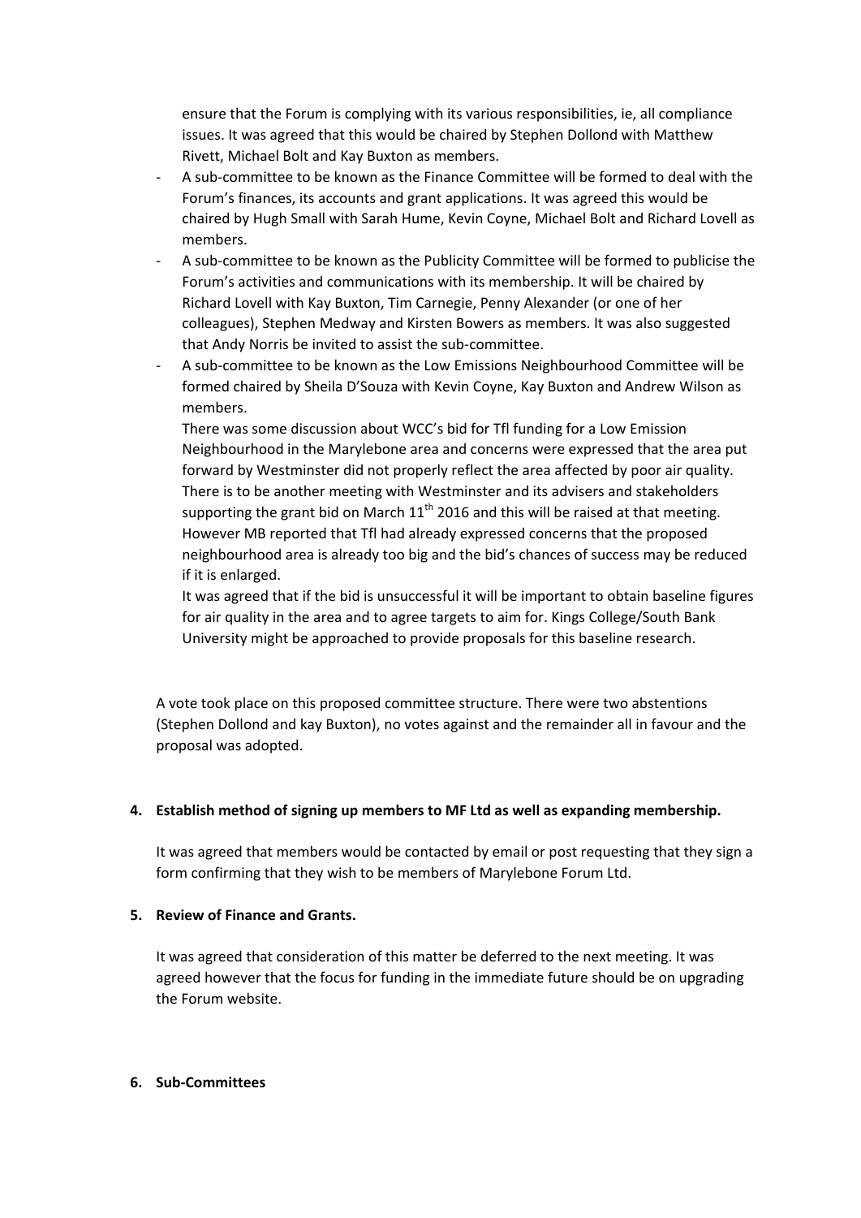ensure that the Forum is complying with its various responsibilities, ie, all compliance issues. It was agreed that this would be chaired by Stephen Dollond with Matthew Rivett, Michael Bolt and Kay Buxton as members.

- A sub-committee to be known as the Finance Committee will be formed to deal with the Forum's finances, its accounts and grant applications. It was agreed this would be chaired by Hugh Small with Sarah Hume, Kevin Coyne, Michael Bolt and Richard Lovell as members.
- A sub-committee to be known as the Publicity Committee will be formed to publicise the Forum's activities and communications with its membership. It will be chaired by Richard Lovell with Kay Buxton, Tim Carnegie, Penny Alexander (or one of her colleagues), Stephen Medway and Kirsten Bowers as members. It was also suggested that Andy Norris be invited to assist the sub-committee.
- A sub-committee to be known as the Low Emissions Neighbourhood Committee will be formed chaired by Sheila D'Souza with Kevin Coyne, Kay Buxton and Andrew Wilson as members.

  There was some discussion about WCC's bid for Tfl funding for a Low Emission Neighbourhood in the Marylebone area and concerns were expressed that the area put forward by Westminster did not properly reflect the area affected by poor air quality. There is to be another meeting with Westminster and its advisers and stakeholders supporting the grant bid on March 11th 2016 and this will be raised at that meeting. However MB reported that Tfl had already expressed concerns that the proposed neighbourhood area is already too big and the bid's chances of success may be reduced if it is enlarged.

  It was agreed that if the bid is unsuccessful it will be important to obtain baseline figures for air quality in the area and to agree targets to aim for. Kings College/South Bank University might be approached to provide proposals for this baseline research.

A vote took place on this proposed committee structure. There were two abstentions (Stephen Dollond and kay Buxton), no votes against and the remainder all in favour and the proposal was adopted.

**4. Establish method of signing up members to MF Ltd as well as expanding membership.**

It was agreed that members would be contacted by email or post requesting that they sign a form confirming that they wish to be members of Marylebone Forum Ltd.

**5. Review of Finance and Grants.**

It was agreed that consideration of this matter be deferred to the next meeting. It was agreed however that the focus for funding in the immediate future should be on upgrading the Forum website.

**6. Sub-Committees**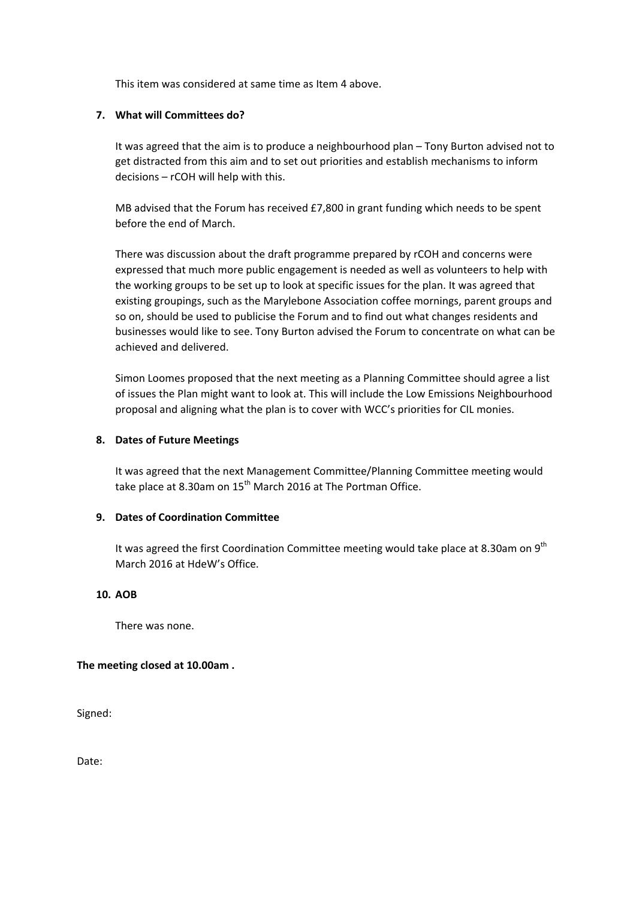This item was considered at same time as Item 4 above.

**7. What will Committees do?**

It was agreed that the aim is to produce a neighbourhood plan – Tony Burton advised not to get distracted from this aim and to set out priorities and establish mechanisms to inform decisions – rCOH will help with this.

MB advised that the Forum has received £7,800 in grant funding which needs to be spent before the end of March.

There was discussion about the draft programme prepared by rCOH and concerns were expressed that much more public engagement is needed as well as volunteers to help with the working groups to be set up to look at specific issues for the plan. It was agreed that existing groupings, such as the Marylebone Association coffee mornings, parent groups and so on, should be used to publicise the Forum and to find out what changes residents and businesses would like to see. Tony Burton advised the Forum to concentrate on what can be achieved and delivered.

Simon Loomes proposed that the next meeting as a Planning Committee should agree a list of issues the Plan might want to look at. This will include the Low Emissions Neighbourhood proposal and aligning what the plan is to cover with WCC's priorities for CIL monies.

**8. Dates of Future Meetings**

It was agreed that the next Management Committee/Planning Committee meeting would take place at 8.30am on 15th March 2016 at The Portman Office.

**9. Dates of Coordination Committee**

It was agreed the first Coordination Committee meeting would take place at 8.30am on 9th March 2016 at HdeW's Office.

**10. AOB**

There was none.

**The meeting closed at 10.00am .**

Signed:

Date: